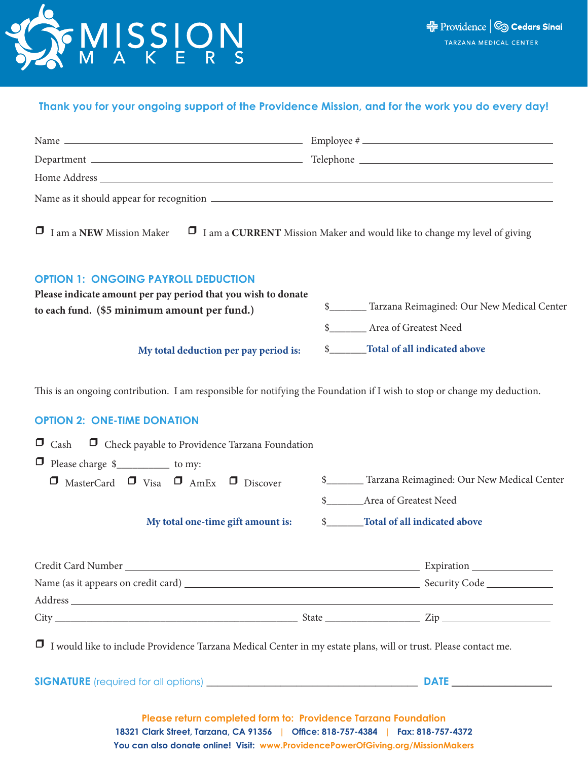# MISSION MAKERS

Providence | Cedars Sinai
TARZANA MEDICAL CENTER

**Thank you for your ongoing support of the Providence Mission, and for the work you do every day!**

Name ______________________________ Employee # ______________________________

Department ______________________________ Telephone ______________________________

Home Address ____________________________________________________________

Name as it should appear for recognition ________________________________________

☐ I am a **NEW** Mission Maker ☐ I am a **CURRENT** Mission Maker and would like to change my level of giving

## OPTION 1: ONGOING PAYROLL DEDUCTION

**Please indicate amount per pay period that you wish to donate to each fund. ($5 minimum amount per fund.)**

$_______ Tarzana Reimagined: Our New Medical Center

$_______ Area of Greatest Need

**My total deduction per pay period is:** $_______ **Total of all indicated above**

This is an ongoing contribution. I am responsible for notifying the Foundation if I wish to stop or change my deduction.

## OPTION 2: ONE-TIME DONATION

☐ Cash ☐ Check payable to Providence Tarzana Foundation

☐ Please charge $__________ to my:

☐ MasterCard ☐ Visa ☐ AmEx ☐ Discover

$_______ Tarzana Reimagined: Our New Medical Center

$_______ Area of Greatest Need

**My total one-time gift amount is:** $_______ **Total of all indicated above**

Credit Card Number ______________________________ Expiration ______________

Name (as it appears on credit card) ______________________________ Security Code ______________

Address ____________________________________________________________

City ______________________________ State ______________ Zip ______________

☐ I would like to include Providence Tarzana Medical Center in my estate plans, will or trust. Please contact me.

**SIGNATURE** (required for all options) ______________________________ **DATE** ______________

**Please return completed form to: Providence Tarzana Foundation**
**18321 Clark Street, Tarzana, CA 91356 | Office: 818-757-4384 | Fax: 818-757-4372**
**You can also donate online! Visit: www.ProvidencePowerOfGiving.org/MissionMakers**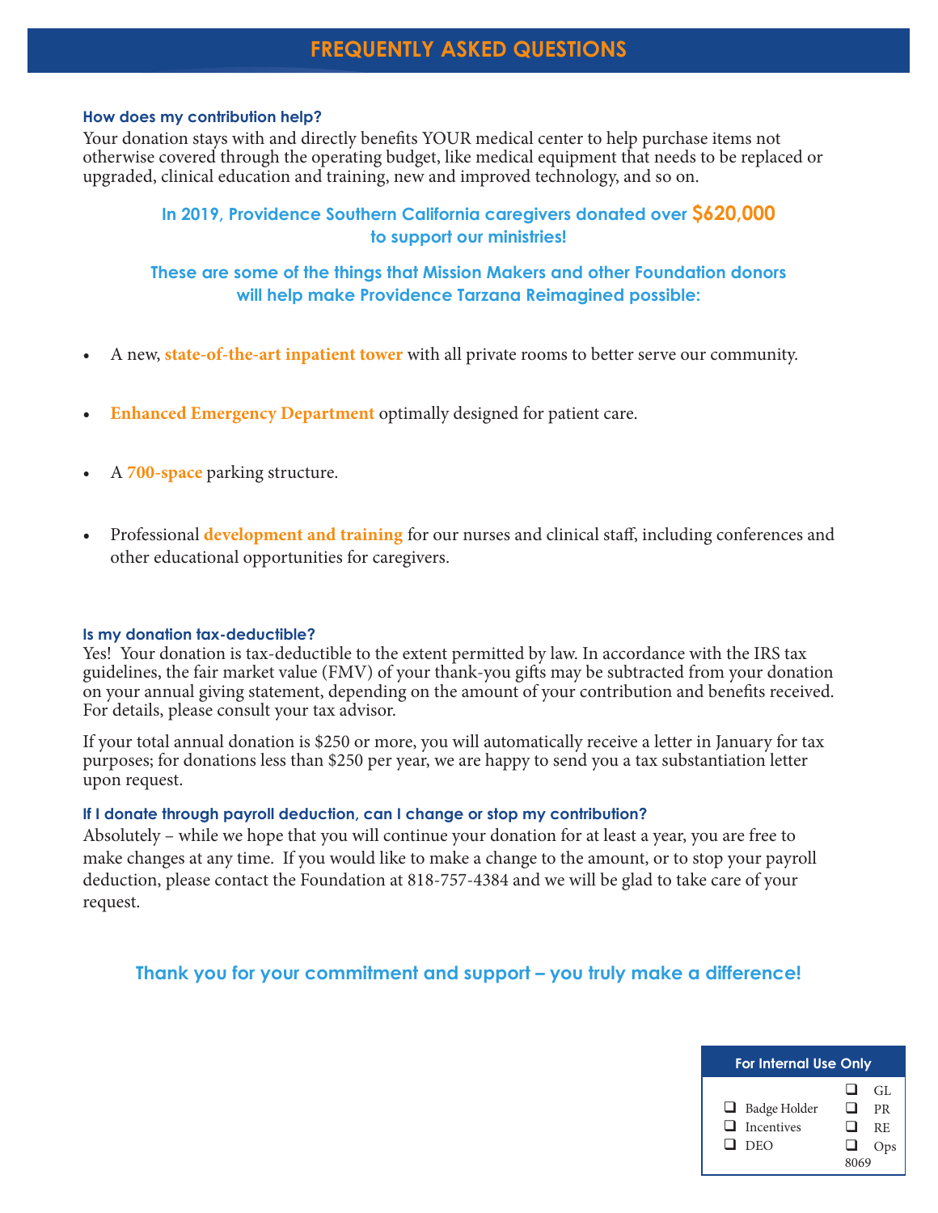# FREQUENTLY ASKED QUESTIONS

### How does my contribution help?

Your donation stays with and directly benefits YOUR medical center to help purchase items not otherwise covered through the operating budget, like medical equipment that needs to be replaced or upgraded, clinical education and training, new and improved technology, and so on.

**In 2019, Providence Southern California caregivers donated over $620,000 to support our ministries!**

**These are some of the things that Mission Makers and other Foundation donors will help make Providence Tarzana Reimagined possible:**

- A new, **state-of-the-art inpatient tower** with all private rooms to better serve our community.
- **Enhanced Emergency Department** optimally designed for patient care.
- A **700-space** parking structure.
- Professional **development and training** for our nurses and clinical staff, including conferences and other educational opportunities for caregivers.

### Is my donation tax-deductible?

Yes! Your donation is tax-deductible to the extent permitted by law. In accordance with the IRS tax guidelines, the fair market value (FMV) of your thank-you gifts may be subtracted from your donation on your annual giving statement, depending on the amount of your contribution and benefits received. For details, please consult your tax advisor.

If your total annual donation is $250 or more, you will automatically receive a letter in January for tax purposes; for donations less than $250 per year, we are happy to send you a tax substantiation letter upon request.

### If I donate through payroll deduction, can I change or stop my contribution?

Absolutely – while we hope that you will continue your donation for at least a year, you are free to make changes at any time. If you would like to make a change to the amount, or to stop your payroll deduction, please contact the Foundation at 818-757-4384 and we will be glad to take care of your request.

**Thank you for your commitment and support – you truly make a difference!**

**For Internal Use Only**

| | |
|---|---|
| | ❑ GL |
| ❑ Badge Holder | ❑ PR |
| ❑ Incentives | ❑ RE |
| ❑ DEO | ❑ Ops |
| | 8069 |